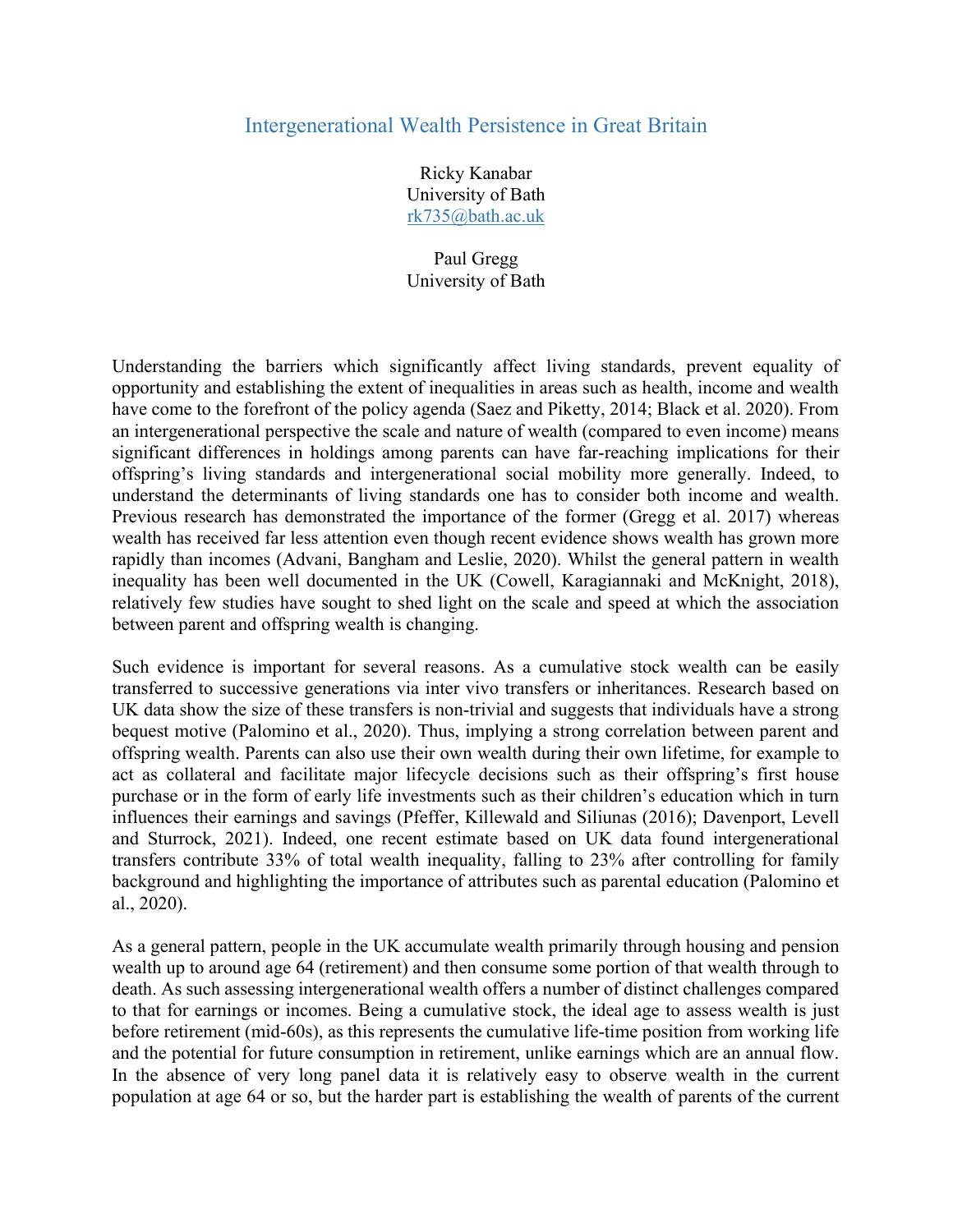# Intergenerational Wealth Persistence in Great Britain

Ricky Kanabar
University of Bath
rk735@bath.ac.uk

Paul Gregg
University of Bath

Understanding the barriers which significantly affect living standards, prevent equality of opportunity and establishing the extent of inequalities in areas such as health, income and wealth have come to the forefront of the policy agenda (Saez and Piketty, 2014; Black et al. 2020). From an intergenerational perspective the scale and nature of wealth (compared to even income) means significant differences in holdings among parents can have far-reaching implications for their offspring's living standards and intergenerational social mobility more generally. Indeed, to understand the determinants of living standards one has to consider both income and wealth. Previous research has demonstrated the importance of the former (Gregg et al. 2017) whereas wealth has received far less attention even though recent evidence shows wealth has grown more rapidly than incomes (Advani, Bangham and Leslie, 2020). Whilst the general pattern in wealth inequality has been well documented in the UK (Cowell, Karagiannaki and McKnight, 2018), relatively few studies have sought to shed light on the scale and speed at which the association between parent and offspring wealth is changing.

Such evidence is important for several reasons. As a cumulative stock wealth can be easily transferred to successive generations via inter vivo transfers or inheritances. Research based on UK data show the size of these transfers is non-trivial and suggests that individuals have a strong bequest motive (Palomino et al., 2020). Thus, implying a strong correlation between parent and offspring wealth. Parents can also use their own wealth during their own lifetime, for example to act as collateral and facilitate major lifecycle decisions such as their offspring's first house purchase or in the form of early life investments such as their children's education which in turn influences their earnings and savings (Pfeffer, Killewald and Siliunas (2016); Davenport, Levell and Sturrock, 2021). Indeed, one recent estimate based on UK data found intergenerational transfers contribute 33% of total wealth inequality, falling to 23% after controlling for family background and highlighting the importance of attributes such as parental education (Palomino et al., 2020).

As a general pattern, people in the UK accumulate wealth primarily through housing and pension wealth up to around age 64 (retirement) and then consume some portion of that wealth through to death. As such assessing intergenerational wealth offers a number of distinct challenges compared to that for earnings or incomes. Being a cumulative stock, the ideal age to assess wealth is just before retirement (mid-60s), as this represents the cumulative life-time position from working life and the potential for future consumption in retirement, unlike earnings which are an annual flow. In the absence of very long panel data it is relatively easy to observe wealth in the current population at age 64 or so, but the harder part is establishing the wealth of parents of the current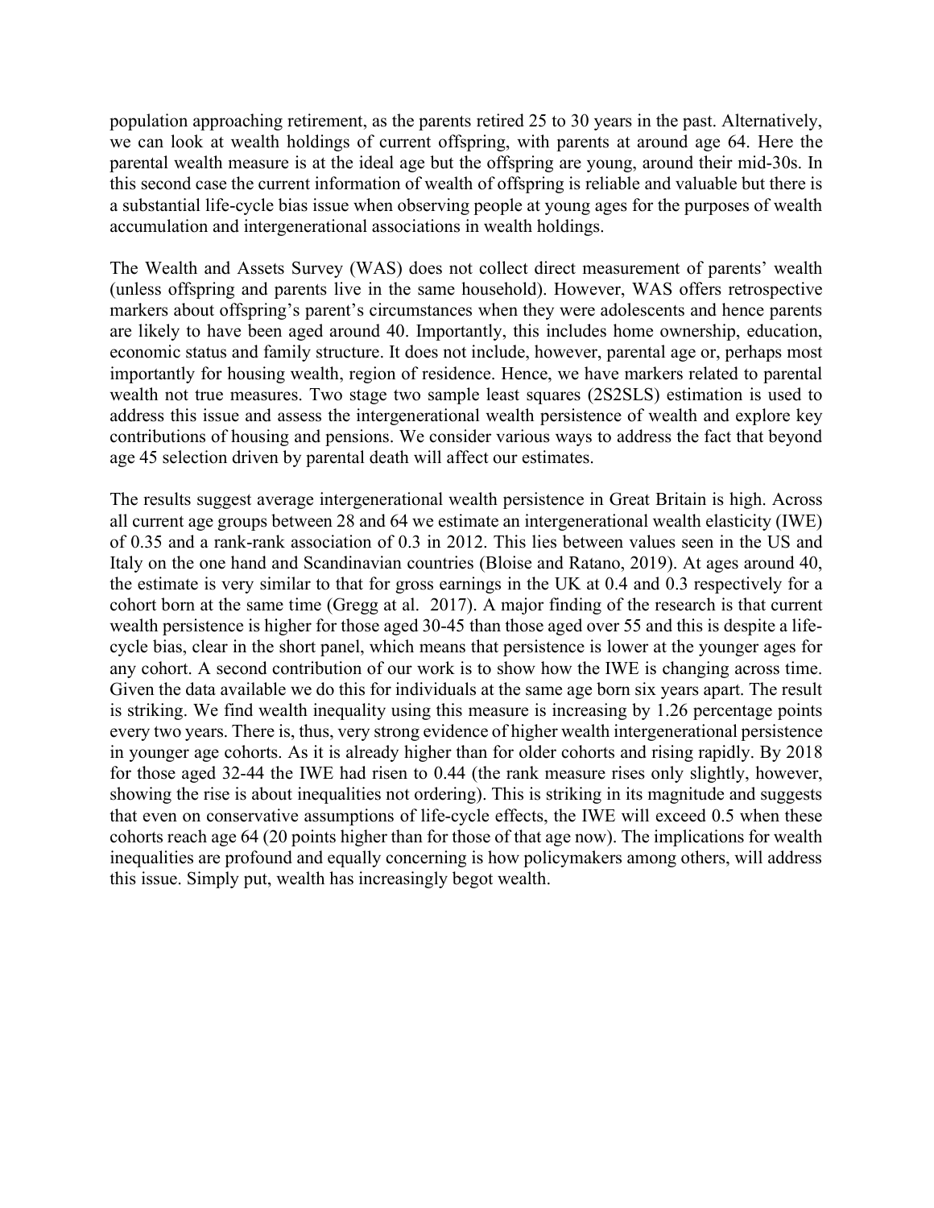population approaching retirement, as the parents retired 25 to 30 years in the past. Alternatively, we can look at wealth holdings of current offspring, with parents at around age 64. Here the parental wealth measure is at the ideal age but the offspring are young, around their mid-30s. In this second case the current information of wealth of offspring is reliable and valuable but there is a substantial life-cycle bias issue when observing people at young ages for the purposes of wealth accumulation and intergenerational associations in wealth holdings.

The Wealth and Assets Survey (WAS) does not collect direct measurement of parents' wealth (unless offspring and parents live in the same household). However, WAS offers retrospective markers about offspring's parent's circumstances when they were adolescents and hence parents are likely to have been aged around 40. Importantly, this includes home ownership, education, economic status and family structure. It does not include, however, parental age or, perhaps most importantly for housing wealth, region of residence. Hence, we have markers related to parental wealth not true measures. Two stage two sample least squares (2S2SLS) estimation is used to address this issue and assess the intergenerational wealth persistence of wealth and explore key contributions of housing and pensions. We consider various ways to address the fact that beyond age 45 selection driven by parental death will affect our estimates.

The results suggest average intergenerational wealth persistence in Great Britain is high. Across all current age groups between 28 and 64 we estimate an intergenerational wealth elasticity (IWE) of 0.35 and a rank-rank association of 0.3 in 2012. This lies between values seen in the US and Italy on the one hand and Scandinavian countries (Bloise and Ratano, 2019). At ages around 40, the estimate is very similar to that for gross earnings in the UK at 0.4 and 0.3 respectively for a cohort born at the same time (Gregg at al. 2017). A major finding of the research is that current wealth persistence is higher for those aged 30-45 than those aged over 55 and this is despite a life-cycle bias, clear in the short panel, which means that persistence is lower at the younger ages for any cohort. A second contribution of our work is to show how the IWE is changing across time. Given the data available we do this for individuals at the same age born six years apart. The result is striking. We find wealth inequality using this measure is increasing by 1.26 percentage points every two years. There is, thus, very strong evidence of higher wealth intergenerational persistence in younger age cohorts. As it is already higher than for older cohorts and rising rapidly. By 2018 for those aged 32-44 the IWE had risen to 0.44 (the rank measure rises only slightly, however, showing the rise is about inequalities not ordering). This is striking in its magnitude and suggests that even on conservative assumptions of life-cycle effects, the IWE will exceed 0.5 when these cohorts reach age 64 (20 points higher than for those of that age now). The implications for wealth inequalities are profound and equally concerning is how policymakers among others, will address this issue. Simply put, wealth has increasingly begot wealth.